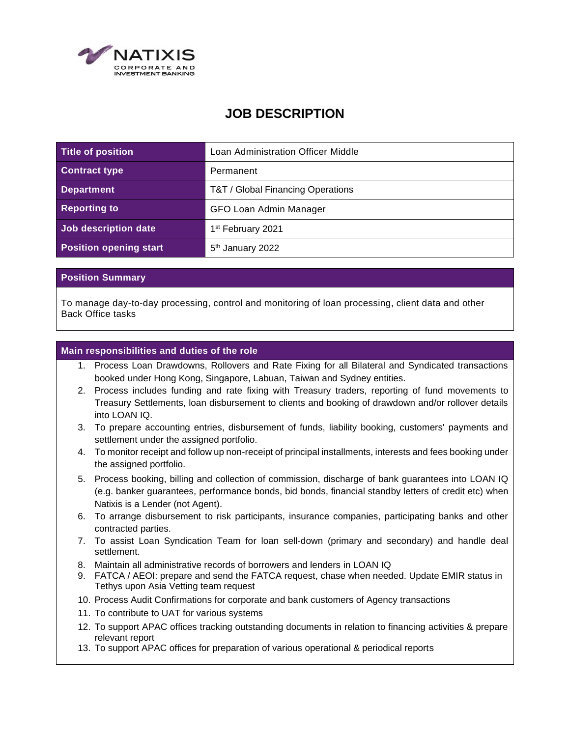# JOB DESCRIPTION

| Title of position | Loan Administration Officer Middle |
|---|---|
| Contract type | Permanent |
| Department | T&T / Global Financing Operations |
| Reporting to | GFO Loan Admin Manager |
| Job description date | 1st February 2021 |
| Position opening start | 5th January 2022 |

## Position Summary

To manage day-to-day processing, control and monitoring of loan processing, client data and other Back Office tasks

## Main responsibilities and duties of the role

1. Process Loan Drawdowns, Rollovers and Rate Fixing for all Bilateral and Syndicated transactions booked under Hong Kong, Singapore, Labuan, Taiwan and Sydney entities.
2. Process includes funding and rate fixing with Treasury traders, reporting of fund movements to Treasury Settlements, loan disbursement to clients and booking of drawdown and/or rollover details into LOAN IQ.
3. To prepare accounting entries, disbursement of funds, liability booking, customers' payments and settlement under the assigned portfolio.
4. To monitor receipt and follow up non-receipt of principal installments, interests and fees booking under the assigned portfolio.
5. Process booking, billing and collection of commission, discharge of bank guarantees into LOAN IQ (e.g. banker guarantees, performance bonds, bid bonds, financial standby letters of credit etc) when Natixis is a Lender (not Agent).
6. To arrange disbursement to risk participants, insurance companies, participating banks and other contracted parties.
7. To assist Loan Syndication Team for loan sell-down (primary and secondary) and handle deal settlement.
8. Maintain all administrative records of borrowers and lenders in LOAN IQ
9. FATCA / AEOI: prepare and send the FATCA request, chase when needed. Update EMIR status in Tethys upon Asia Vetting team request
10. Process Audit Confirmations for corporate and bank customers of Agency transactions
11. To contribute to UAT for various systems
12. To support APAC offices tracking outstanding documents in relation to financing activities & prepare relevant report
13. To support APAC offices for preparation of various operational & periodical reports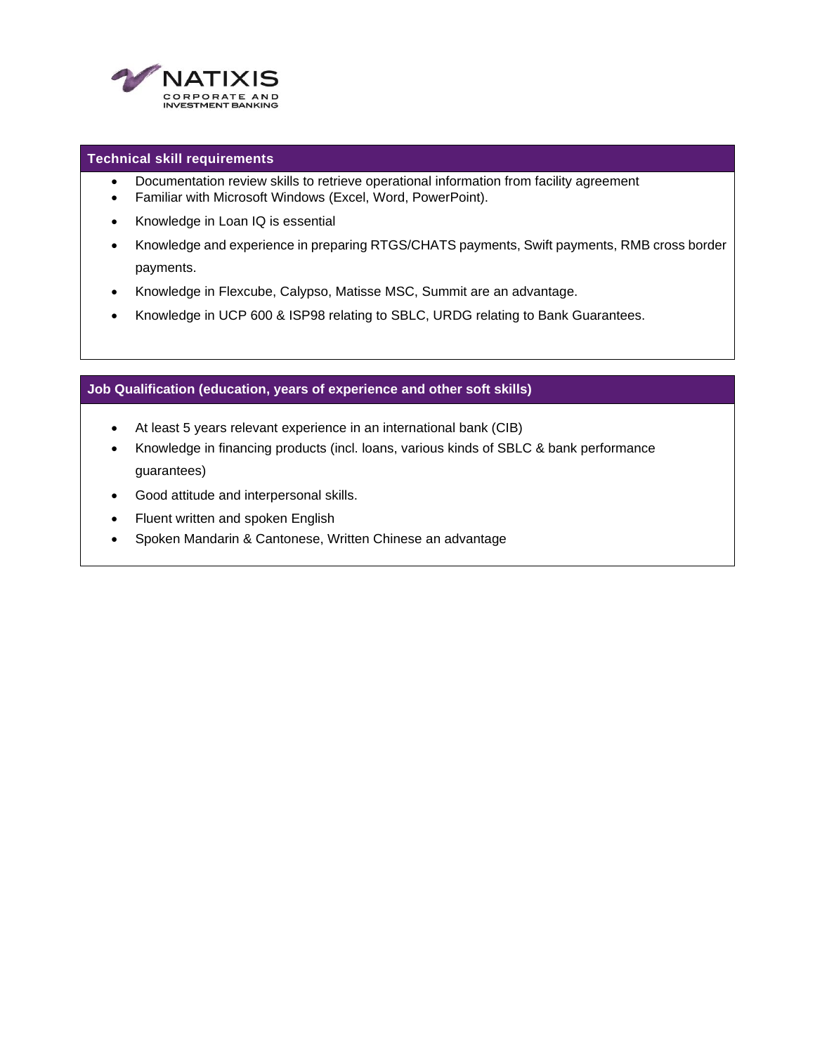## Technical skill requirements

- Documentation review skills to retrieve operational information from facility agreement
- Familiar with Microsoft Windows (Excel, Word, PowerPoint).
- Knowledge in Loan IQ is essential
- Knowledge and experience in preparing RTGS/CHATS payments, Swift payments, RMB cross border payments.
- Knowledge in Flexcube, Calypso, Matisse MSC, Summit are an advantage.
- Knowledge in UCP 600 & ISP98 relating to SBLC, URDG relating to Bank Guarantees.

## Job Qualification (education, years of experience and other soft skills)

- At least 5 years relevant experience in an international bank (CIB)
- Knowledge in financing products (incl. loans, various kinds of SBLC & bank performance guarantees)
- Good attitude and interpersonal skills.
- Fluent written and spoken English
- Spoken Mandarin & Cantonese, Written Chinese an advantage